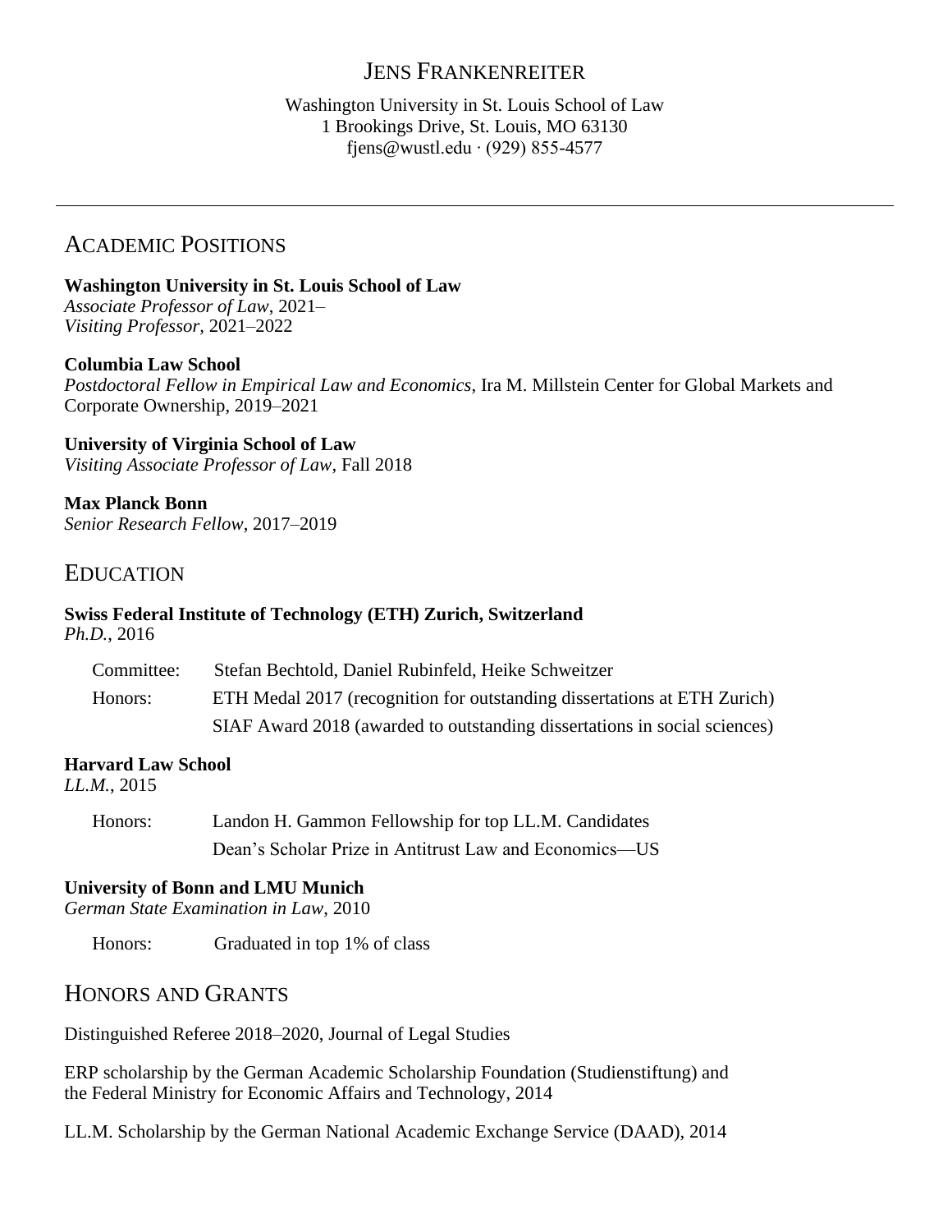# JENS FRANKENREITER

Washington University in St. Louis School of Law
1 Brookings Drive, St. Louis, MO 63130
fjens@wustl.edu · (929) 855-4577

---

## ACADEMIC POSITIONS

**Washington University in St. Louis School of Law**
*Associate Professor of Law*, 2021–
*Visiting Professor*, 2021–2022

**Columbia Law School**
*Postdoctoral Fellow in Empirical Law and Economics*, Ira M. Millstein Center for Global Markets and Corporate Ownership, 2019–2021

**University of Virginia School of Law**
*Visiting Associate Professor of Law*, Fall 2018

**Max Planck Bonn**
*Senior Research Fellow*, 2017–2019

## EDUCATION

**Swiss Federal Institute of Technology (ETH) Zurich, Switzerland**
*Ph.D.*, 2016

Committee: Stefan Bechtold, Daniel Rubinfeld, Heike Schweitzer
Honors: ETH Medal 2017 (recognition for outstanding dissertations at ETH Zurich)
SIAF Award 2018 (awarded to outstanding dissertations in social sciences)

**Harvard Law School**
*LL.M.*, 2015

Honors: Landon H. Gammon Fellowship for top LL.M. Candidates
Dean's Scholar Prize in Antitrust Law and Economics—US

**University of Bonn and LMU Munich**
*German State Examination in Law*, 2010

Honors: Graduated in top 1% of class

## HONORS AND GRANTS

Distinguished Referee 2018–2020, Journal of Legal Studies

ERP scholarship by the German Academic Scholarship Foundation (Studienstiftung) and the Federal Ministry for Economic Affairs and Technology, 2014

LL.M. Scholarship by the German National Academic Exchange Service (DAAD), 2014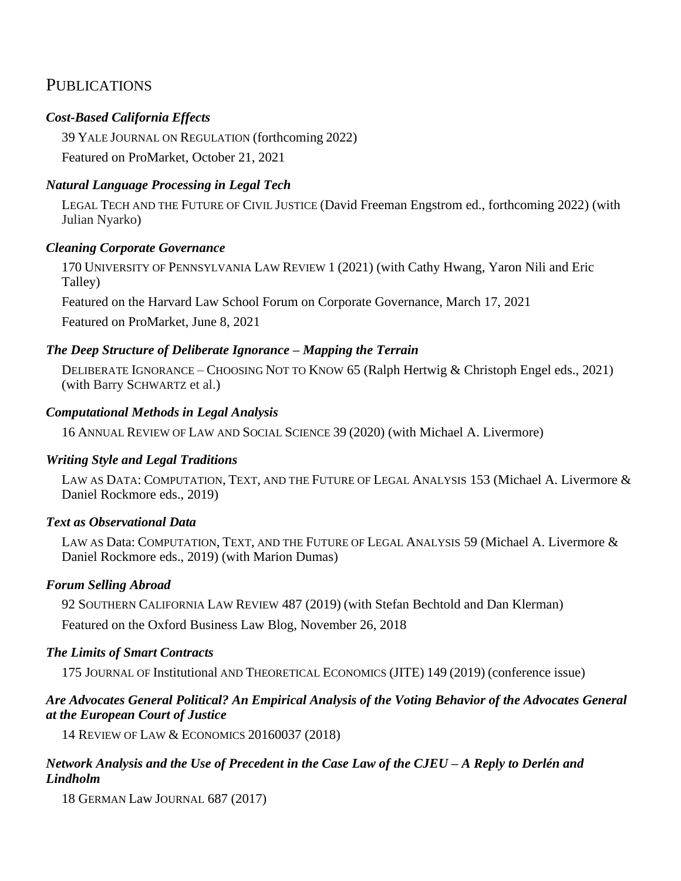## Publications

***Cost-Based California Effects***

39 Yale Journal on Regulation (forthcoming 2022)

Featured on ProMarket, October 21, 2021

***Natural Language Processing in Legal Tech***

Legal Tech and the Future of Civil Justice (David Freeman Engstrom ed., forthcoming 2022) (with Julian Nyarko)

***Cleaning Corporate Governance***

170 University of Pennsylvania Law Review 1 (2021) (with Cathy Hwang, Yaron Nili and Eric Talley)

Featured on the Harvard Law School Forum on Corporate Governance, March 17, 2021

Featured on ProMarket, June 8, 2021

***The Deep Structure of Deliberate Ignorance – Mapping the Terrain***

Deliberate Ignorance – Choosing Not to Know 65 (Ralph Hertwig & Christoph Engel eds., 2021) (with Barry Schwartz et al.)

***Computational Methods in Legal Analysis***

16 Annual Review of Law and Social Science 39 (2020) (with Michael A. Livermore)

***Writing Style and Legal Traditions***

Law as Data: Computation, Text, and the Future of Legal Analysis 153 (Michael A. Livermore & Daniel Rockmore eds., 2019)

***Text as Observational Data***

Law as Data: Computation, Text, and the Future of Legal Analysis 59 (Michael A. Livermore & Daniel Rockmore eds., 2019) (with Marion Dumas)

***Forum Selling Abroad***

92 Southern California Law Review 487 (2019) (with Stefan Bechtold and Dan Klerman)

Featured on the Oxford Business Law Blog, November 26, 2018

***The Limits of Smart Contracts***

175 Journal of Institutional and Theoretical Economics (JITE) 149 (2019) (conference issue)

***Are Advocates General Political? An Empirical Analysis of the Voting Behavior of the Advocates General at the European Court of Justice***

14 Review of Law & Economics 20160037 (2018)

***Network Analysis and the Use of Precedent in the Case Law of the CJEU – A Reply to Derlén and Lindholm***

18 German Law Journal 687 (2017)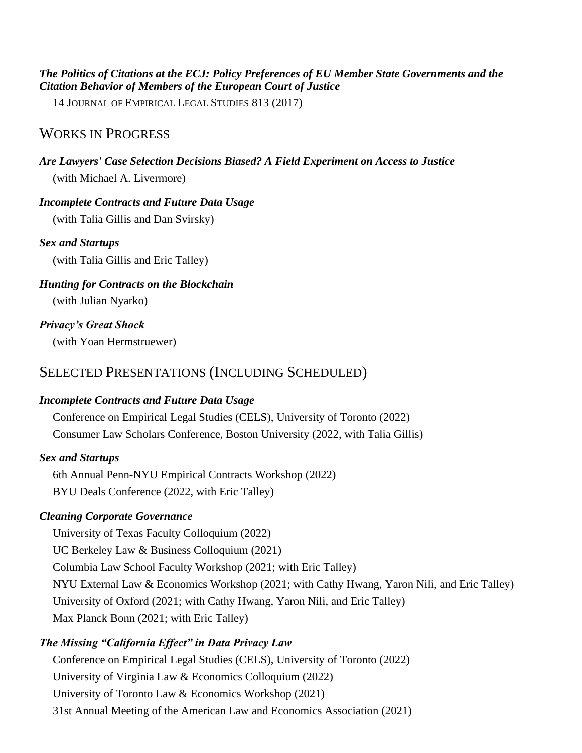***The Politics of Citations at the ECJ: Policy Preferences of EU Member State Governments and the Citation Behavior of Members of the European Court of Justice***

14 JOURNAL OF EMPIRICAL LEGAL STUDIES 813 (2017)

## WORKS IN PROGRESS

***Are Lawyers' Case Selection Decisions Biased? A Field Experiment on Access to Justice***

(with Michael A. Livermore)

***Incomplete Contracts and Future Data Usage***

(with Talia Gillis and Dan Svirsky)

***Sex and Startups***

(with Talia Gillis and Eric Talley)

***Hunting for Contracts on the Blockchain***

(with Julian Nyarko)

***Privacy's Great Shock***

(with Yoan Hermstruewer)

## SELECTED PRESENTATIONS (INCLUDING SCHEDULED)

***Incomplete Contracts and Future Data Usage***

Conference on Empirical Legal Studies (CELS), University of Toronto (2022)
Consumer Law Scholars Conference, Boston University (2022, with Talia Gillis)

***Sex and Startups***

6th Annual Penn-NYU Empirical Contracts Workshop (2022)
BYU Deals Conference (2022, with Eric Talley)

***Cleaning Corporate Governance***

University of Texas Faculty Colloquium (2022)
UC Berkeley Law & Business Colloquium (2021)
Columbia Law School Faculty Workshop (2021; with Eric Talley)
NYU External Law & Economics Workshop (2021; with Cathy Hwang, Yaron Nili, and Eric Talley)
University of Oxford (2021; with Cathy Hwang, Yaron Nili, and Eric Talley)
Max Planck Bonn (2021; with Eric Talley)

***The Missing "California Effect" in Data Privacy Law***

Conference on Empirical Legal Studies (CELS), University of Toronto (2022)
University of Virginia Law & Economics Colloquium (2022)
University of Toronto Law & Economics Workshop (2021)
31st Annual Meeting of the American Law and Economics Association (2021)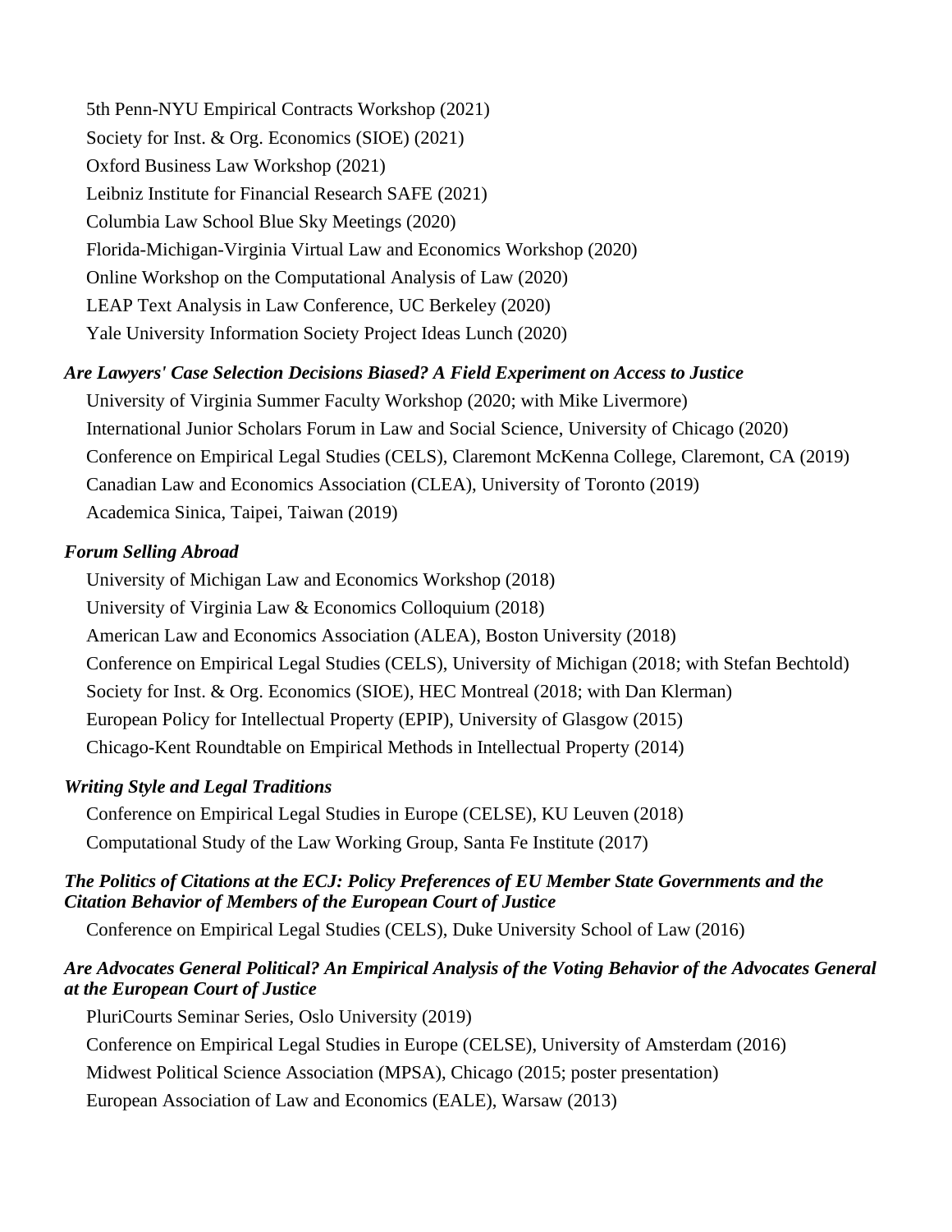5th Penn-NYU Empirical Contracts Workshop (2021)
Society for Inst. & Org. Economics (SIOE) (2021)
Oxford Business Law Workshop (2021)
Leibniz Institute for Financial Research SAFE (2021)
Columbia Law School Blue Sky Meetings (2020)
Florida-Michigan-Virginia Virtual Law and Economics Workshop (2020)
Online Workshop on the Computational Analysis of Law (2020)
LEAP Text Analysis in Law Conference, UC Berkeley (2020)
Yale University Information Society Project Ideas Lunch (2020)

***Are Lawyers' Case Selection Decisions Biased? A Field Experiment on Access to Justice***

University of Virginia Summer Faculty Workshop (2020; with Mike Livermore)
International Junior Scholars Forum in Law and Social Science, University of Chicago (2020)
Conference on Empirical Legal Studies (CELS), Claremont McKenna College, Claremont, CA (2019)
Canadian Law and Economics Association (CLEA), University of Toronto (2019)
Academica Sinica, Taipei, Taiwan (2019)

***Forum Selling Abroad***

University of Michigan Law and Economics Workshop (2018)
University of Virginia Law & Economics Colloquium (2018)
American Law and Economics Association (ALEA), Boston University (2018)
Conference on Empirical Legal Studies (CELS), University of Michigan (2018; with Stefan Bechtold)
Society for Inst. & Org. Economics (SIOE), HEC Montreal (2018; with Dan Klerman)
European Policy for Intellectual Property (EPIP), University of Glasgow (2015)
Chicago-Kent Roundtable on Empirical Methods in Intellectual Property (2014)

***Writing Style and Legal Traditions***

Conference on Empirical Legal Studies in Europe (CELSE), KU Leuven (2018)
Computational Study of the Law Working Group, Santa Fe Institute (2017)

***The Politics of Citations at the ECJ: Policy Preferences of EU Member State Governments and the Citation Behavior of Members of the European Court of Justice***

Conference on Empirical Legal Studies (CELS), Duke University School of Law (2016)

***Are Advocates General Political? An Empirical Analysis of the Voting Behavior of the Advocates General at the European Court of Justice***

PluriCourts Seminar Series, Oslo University (2019)
Conference on Empirical Legal Studies in Europe (CELSE), University of Amsterdam (2016)
Midwest Political Science Association (MPSA), Chicago (2015; poster presentation)
European Association of Law and Economics (EALE), Warsaw (2013)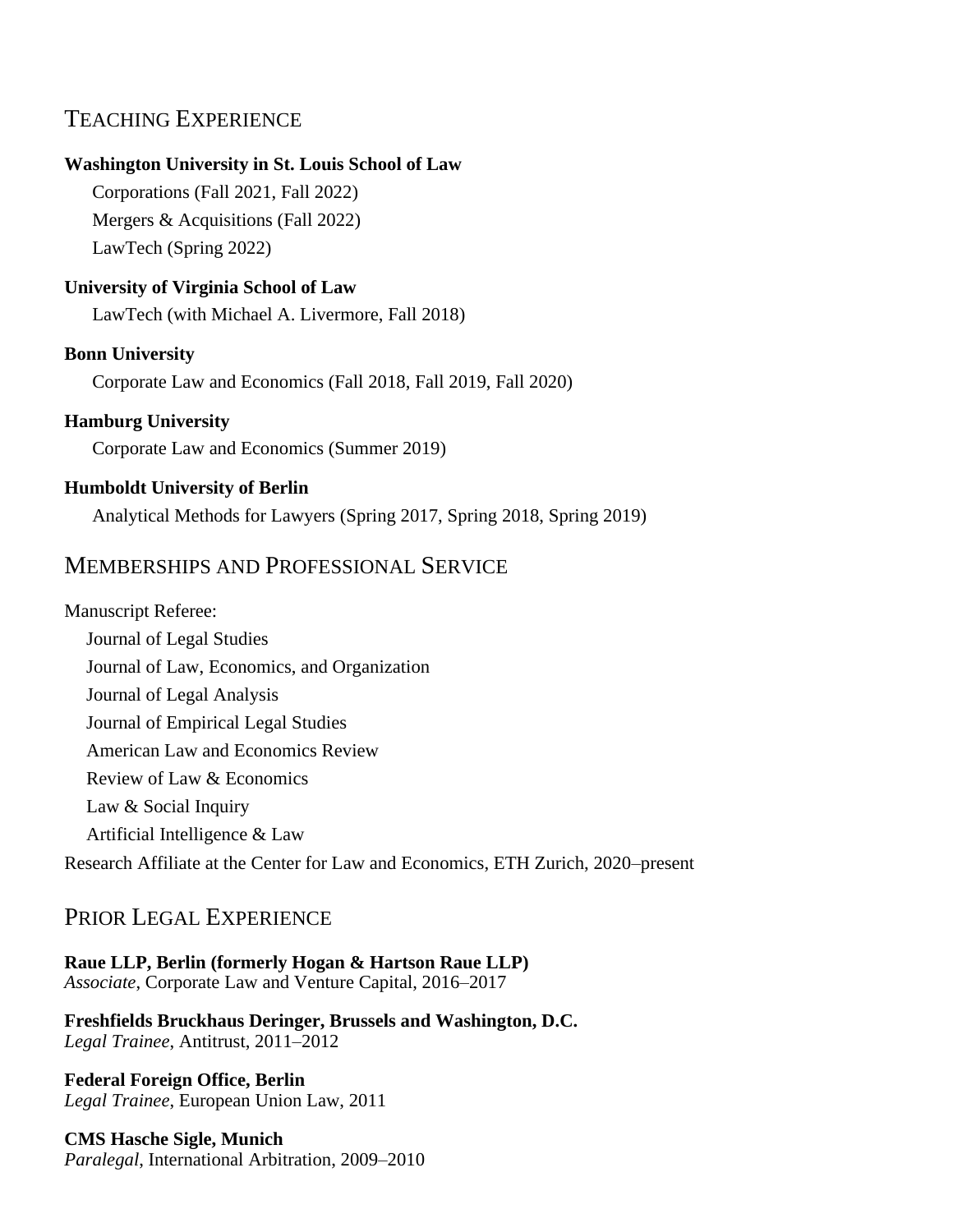## Teaching Experience

**Washington University in St. Louis School of Law**

Corporations (Fall 2021, Fall 2022)
Mergers & Acquisitions (Fall 2022)
LawTech (Spring 2022)

**University of Virginia School of Law**

LawTech (with Michael A. Livermore, Fall 2018)

**Bonn University**

Corporate Law and Economics (Fall 2018, Fall 2019, Fall 2020)

**Hamburg University**

Corporate Law and Economics (Summer 2019)

**Humboldt University of Berlin**

Analytical Methods for Lawyers (Spring 2017, Spring 2018, Spring 2019)

## Memberships and Professional Service

Manuscript Referee:

- Journal of Legal Studies
- Journal of Law, Economics, and Organization
- Journal of Legal Analysis
- Journal of Empirical Legal Studies
- American Law and Economics Review
- Review of Law & Economics
- Law & Social Inquiry
- Artificial Intelligence & Law

Research Affiliate at the Center for Law and Economics, ETH Zurich, 2020–present

## Prior Legal Experience

**Raue LLP, Berlin (formerly Hogan & Hartson Raue LLP)**
*Associate*, Corporate Law and Venture Capital, 2016–2017

**Freshfields Bruckhaus Deringer, Brussels and Washington, D.C.**
*Legal Trainee*, Antitrust, 2011–2012

**Federal Foreign Office, Berlin**
*Legal Trainee*, European Union Law, 2011

**CMS Hasche Sigle, Munich**
*Paralegal*, International Arbitration, 2009–2010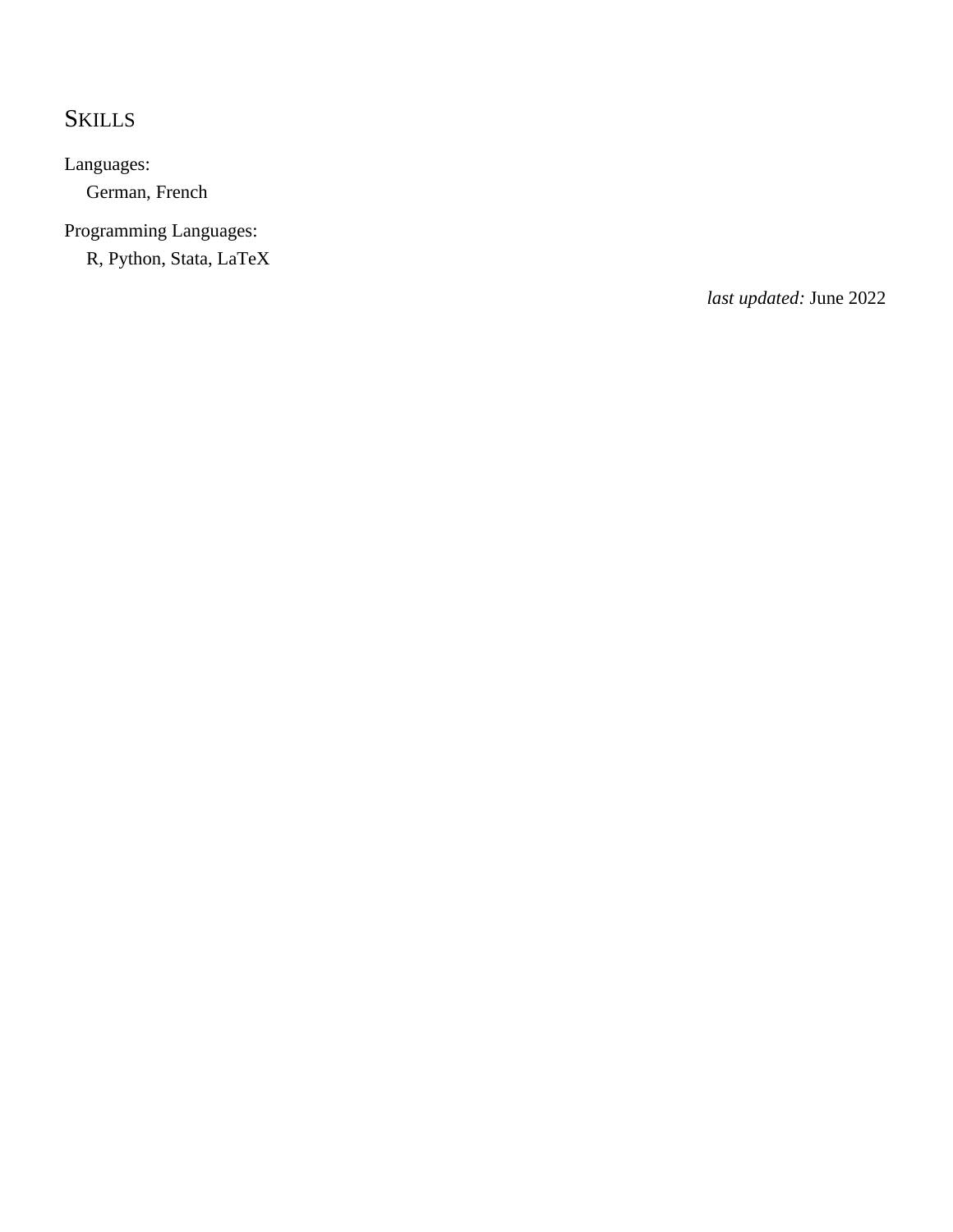## Skills

Languages:

German, French

Programming Languages:

R, Python, Stata, LaTeX

*last updated:* June 2022